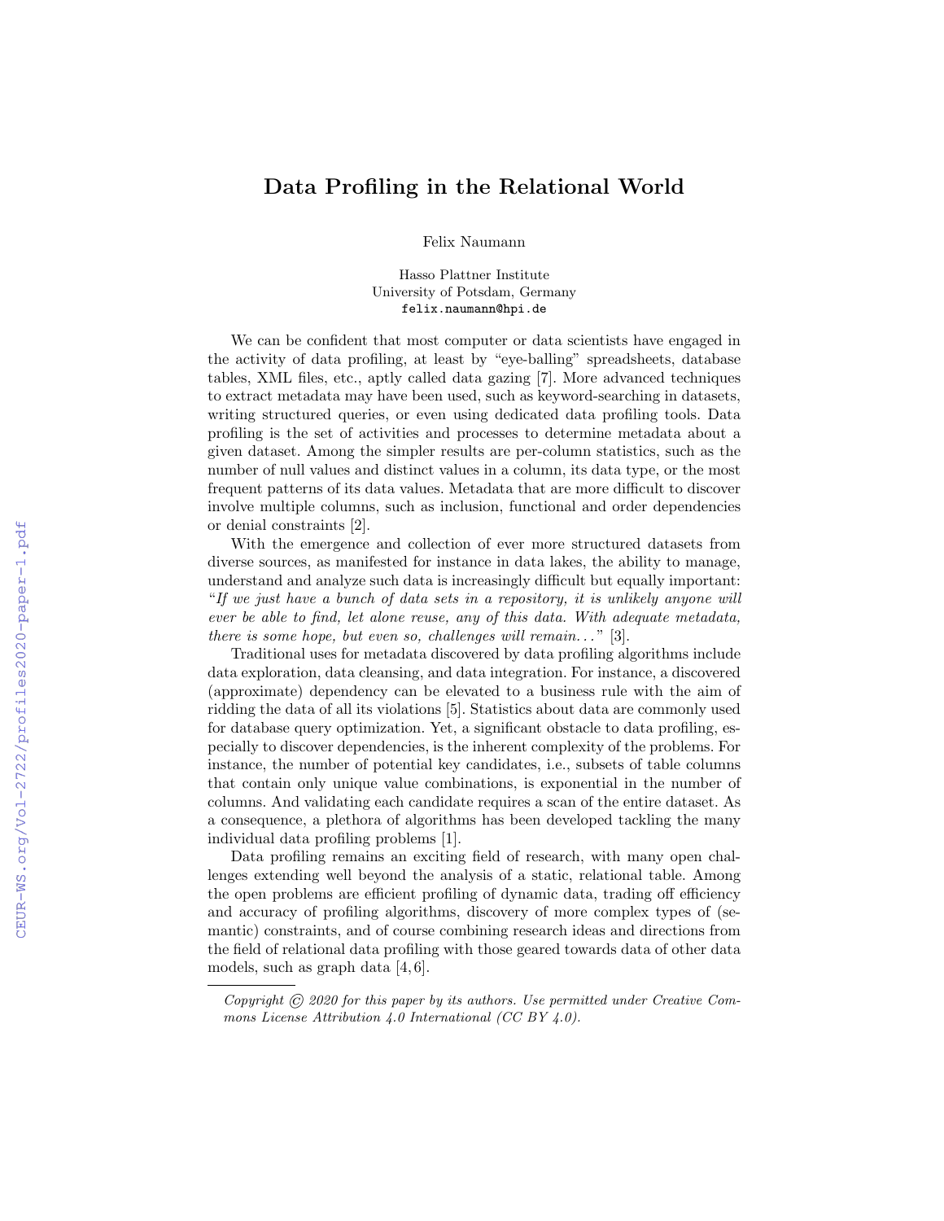# Data Profiling in the Relational World

Felix Naumann

Hasso Plattner Institute
University of Potsdam, Germany
felix.naumann@hpi.de

We can be confident that most computer or data scientists have engaged in the activity of data profiling, at least by "eye-balling" spreadsheets, database tables, XML files, etc., aptly called data gazing [7]. More advanced techniques to extract metadata may have been used, such as keyword-searching in datasets, writing structured queries, or even using dedicated data profiling tools. Data profiling is the set of activities and processes to determine metadata about a given dataset. Among the simpler results are per-column statistics, such as the number of null values and distinct values in a column, its data type, or the most frequent patterns of its data values. Metadata that are more difficult to discover involve multiple columns, such as inclusion, functional and order dependencies or denial constraints [2].

With the emergence and collection of ever more structured datasets from diverse sources, as manifested for instance in data lakes, the ability to manage, understand and analyze such data is increasingly difficult but equally important: "*If we just have a bunch of data sets in a repository, it is unlikely anyone will ever be able to find, let alone reuse, any of this data. With adequate metadata, there is some hope, but even so, challenges will remain...*" [3].

Traditional uses for metadata discovered by data profiling algorithms include data exploration, data cleansing, and data integration. For instance, a discovered (approximate) dependency can be elevated to a business rule with the aim of ridding the data of all its violations [5]. Statistics about data are commonly used for database query optimization. Yet, a significant obstacle to data profiling, especially to discover dependencies, is the inherent complexity of the problems. For instance, the number of potential key candidates, i.e., subsets of table columns that contain only unique value combinations, is exponential in the number of columns. And validating each candidate requires a scan of the entire dataset. As a consequence, a plethora of algorithms has been developed tackling the many individual data profiling problems [1].

Data profiling remains an exciting field of research, with many open challenges extending well beyond the analysis of a static, relational table. Among the open problems are efficient profiling of dynamic data, trading off efficiency and accuracy of profiling algorithms, discovery of more complex types of (semantic) constraints, and of course combining research ideas and directions from the field of relational data profiling with those geared towards data of other data models, such as graph data [4,6].

---

*Copyright © 2020 for this paper by its authors. Use permitted under Creative Commons License Attribution 4.0 International (CC BY 4.0).*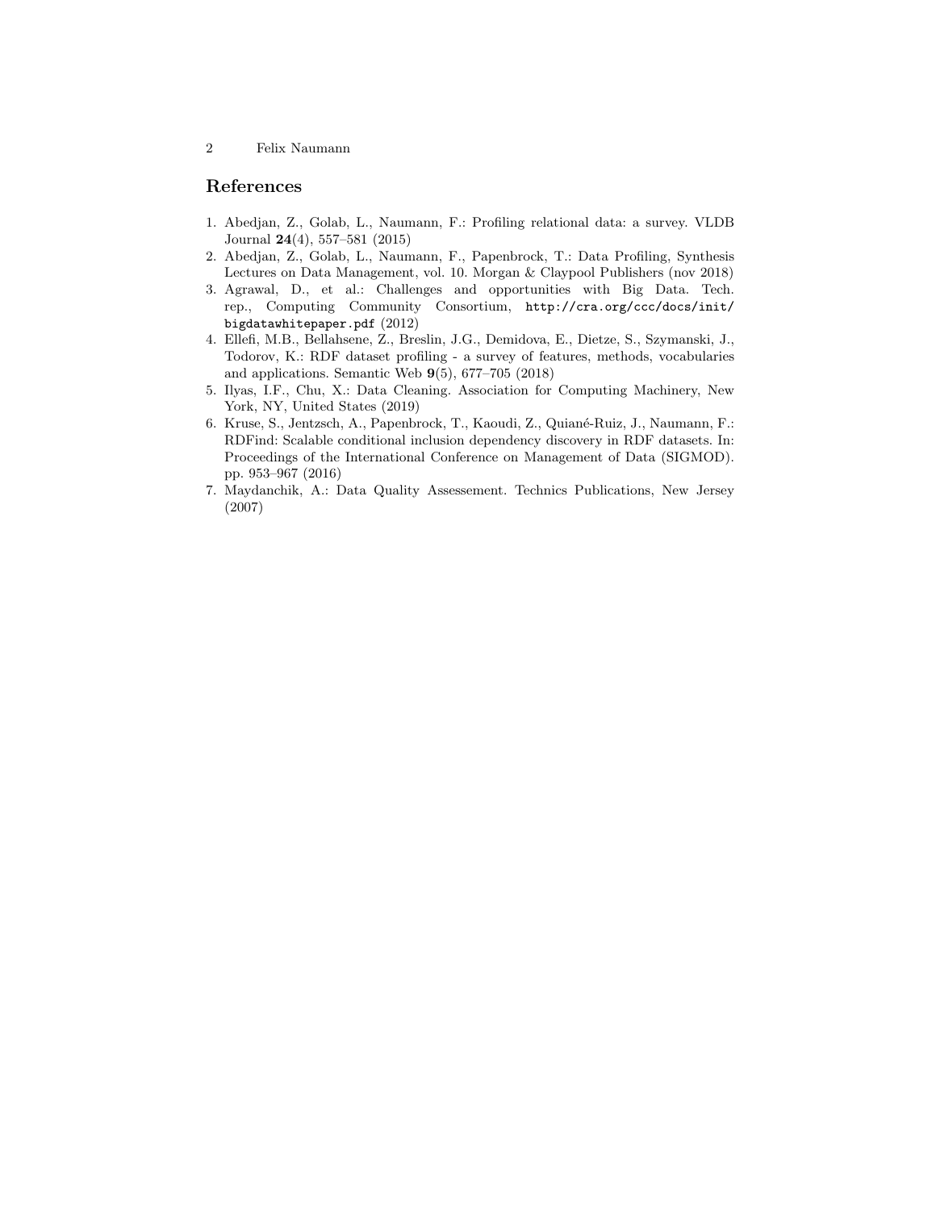## References

1. Abedjan, Z., Golab, L., Naumann, F.: Profiling relational data: a survey. VLDB Journal **24**(4), 557–581 (2015)
2. Abedjan, Z., Golab, L., Naumann, F., Papenbrock, T.: Data Profiling, Synthesis Lectures on Data Management, vol. 10. Morgan & Claypool Publishers (nov 2018)
3. Agrawal, D., et al.: Challenges and opportunities with Big Data. Tech. rep., Computing Community Consortium, `http://cra.org/ccc/docs/init/bigdatawhitepaper.pdf` (2012)
4. Ellefi, M.B., Bellahsene, Z., Breslin, J.G., Demidova, E., Dietze, S., Szymanski, J., Todorov, K.: RDF dataset profiling - a survey of features, methods, vocabularies and applications. Semantic Web **9**(5), 677–705 (2018)
5. Ilyas, I.F., Chu, X.: Data Cleaning. Association for Computing Machinery, New York, NY, United States (2019)
6. Kruse, S., Jentzsch, A., Papenbrock, T., Kaoudi, Z., Quiané-Ruiz, J., Naumann, F.: RDFind: Scalable conditional inclusion dependency discovery in RDF datasets. In: Proceedings of the International Conference on Management of Data (SIGMOD). pp. 953–967 (2016)
7. Maydanchik, A.: Data Quality Assessement. Technics Publications, New Jersey (2007)